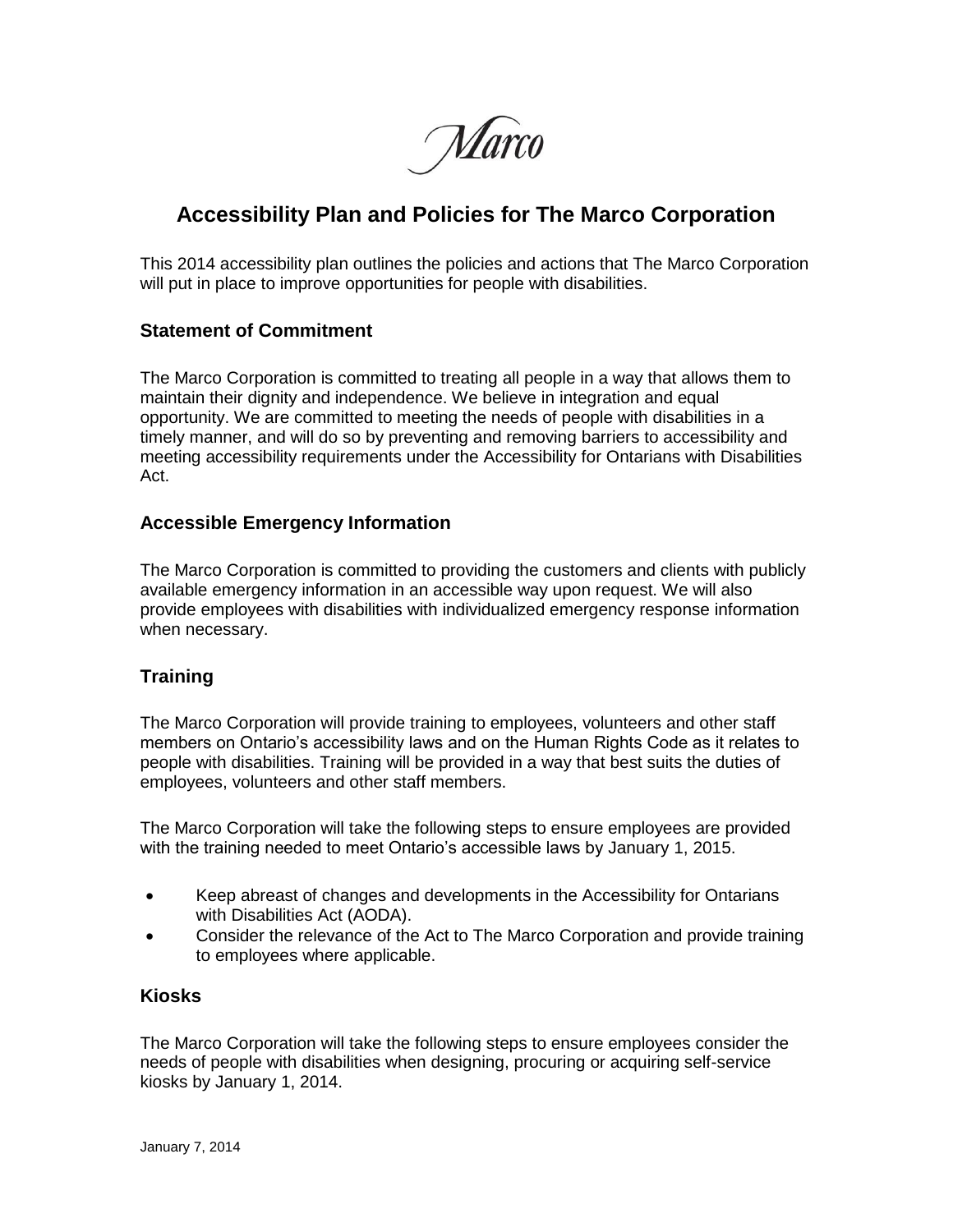Marco

# Accessibility Plan and Policies for The Marco Corporation

This 2014 accessibility plan outlines the policies and actions that The Marco Corporation will put in place to improve opportunities for people with disabilities.

## Statement of Commitment

The Marco Corporation is committed to treating all people in a way that allows them to maintain their dignity and independence. We believe in integration and equal opportunity. We are committed to meeting the needs of people with disabilities in a timely manner, and will do so by preventing and removing barriers to accessibility and meeting accessibility requirements under the Accessibility for Ontarians with Disabilities Act.

## Accessible Emergency Information

The Marco Corporation is committed to providing the customers and clients with publicly available emergency information in an accessible way upon request. We will also provide employees with disabilities with individualized emergency response information when necessary.

## Training

The Marco Corporation will provide training to employees, volunteers and other staff members on Ontario's accessibility laws and on the Human Rights Code as it relates to people with disabilities. Training will be provided in a way that best suits the duties of employees, volunteers and other staff members.

The Marco Corporation will take the following steps to ensure employees are provided with the training needed to meet Ontario's accessible laws by January 1, 2015.

- Keep abreast of changes and developments in the Accessibility for Ontarians with Disabilities Act (AODA).
- Consider the relevance of the Act to The Marco Corporation and provide training to employees where applicable.

## Kiosks

The Marco Corporation will take the following steps to ensure employees consider the needs of people with disabilities when designing, procuring or acquiring self-service kiosks by January 1, 2014.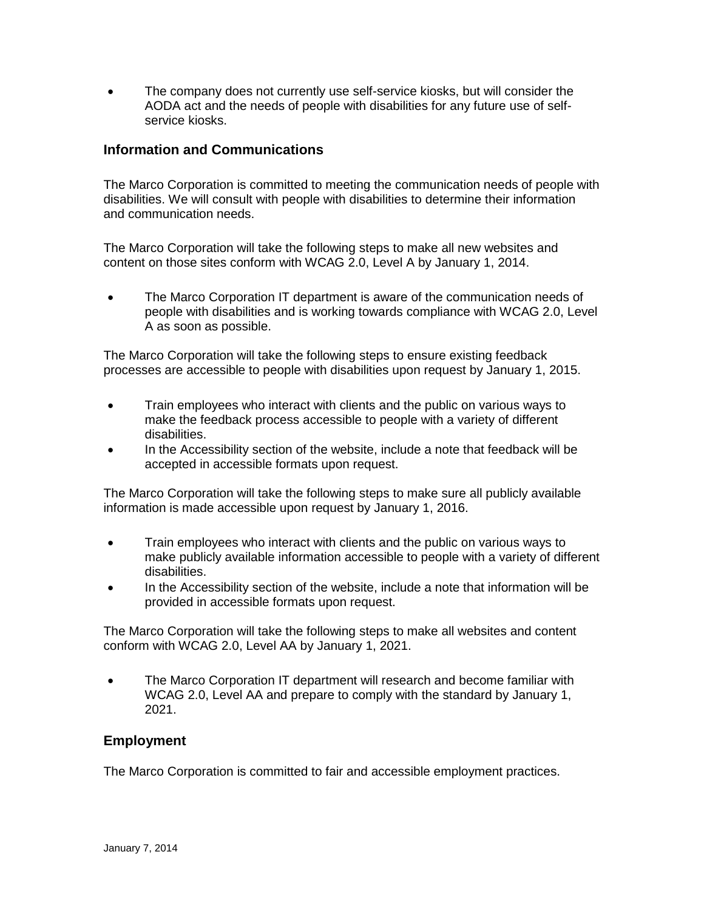- The company does not currently use self-service kiosks, but will consider the AODA act and the needs of people with disabilities for any future use of self-service kiosks.

## Information and Communications

The Marco Corporation is committed to meeting the communication needs of people with disabilities. We will consult with people with disabilities to determine their information and communication needs.

The Marco Corporation will take the following steps to make all new websites and content on those sites conform with WCAG 2.0, Level A by January 1, 2014.

- The Marco Corporation IT department is aware of the communication needs of people with disabilities and is working towards compliance with WCAG 2.0, Level A as soon as possible.

The Marco Corporation will take the following steps to ensure existing feedback processes are accessible to people with disabilities upon request by January 1, 2015.

- Train employees who interact with clients and the public on various ways to make the feedback process accessible to people with a variety of different disabilities.
- In the Accessibility section of the website, include a note that feedback will be accepted in accessible formats upon request.

The Marco Corporation will take the following steps to make sure all publicly available information is made accessible upon request by January 1, 2016.

- Train employees who interact with clients and the public on various ways to make publicly available information accessible to people with a variety of different disabilities.
- In the Accessibility section of the website, include a note that information will be provided in accessible formats upon request.

The Marco Corporation will take the following steps to make all websites and content conform with WCAG 2.0, Level AA by January 1, 2021.

- The Marco Corporation IT department will research and become familiar with WCAG 2.0, Level AA and prepare to comply with the standard by January 1, 2021.

## Employment

The Marco Corporation is committed to fair and accessible employment practices.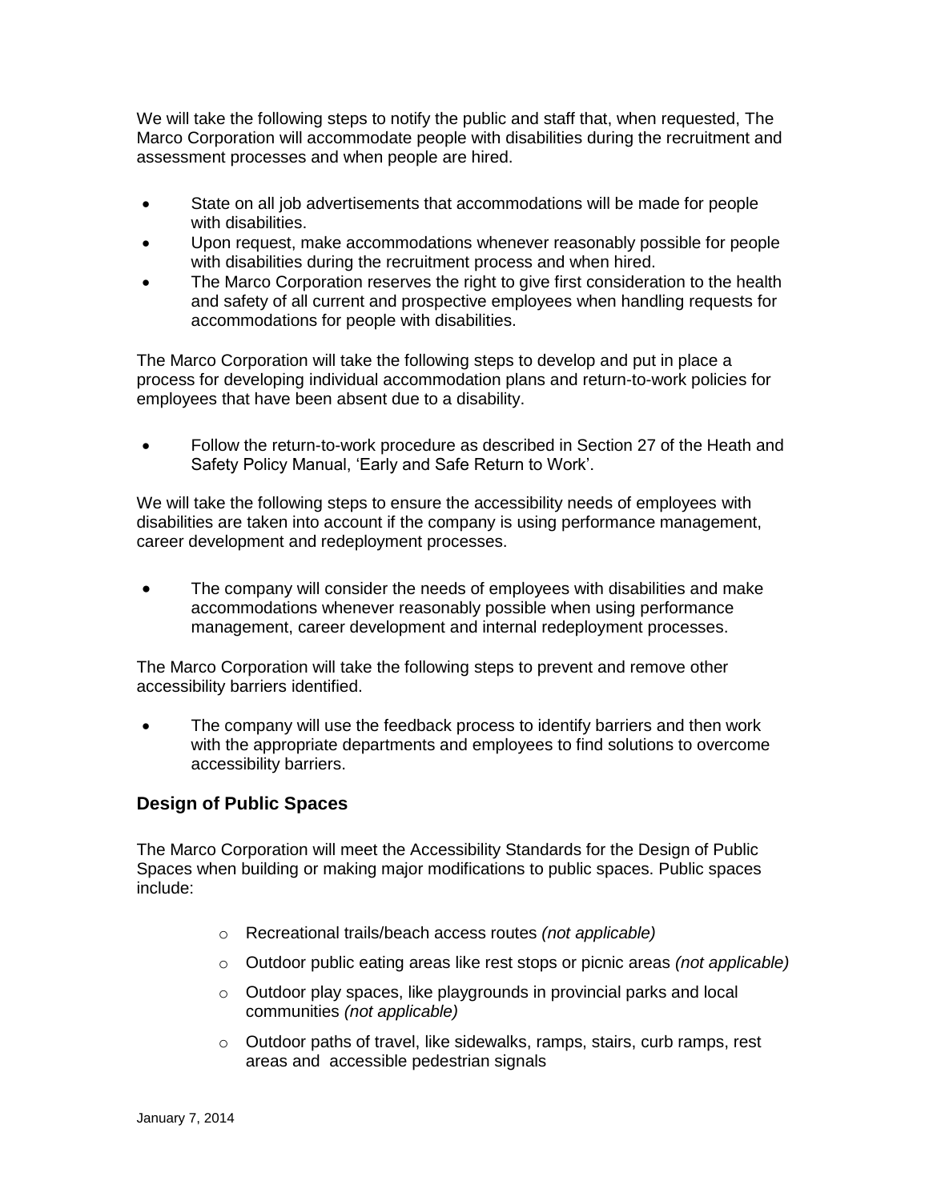We will take the following steps to notify the public and staff that, when requested, The Marco Corporation will accommodate people with disabilities during the recruitment and assessment processes and when people are hired.

- State on all job advertisements that accommodations will be made for people with disabilities.
- Upon request, make accommodations whenever reasonably possible for people with disabilities during the recruitment process and when hired.
- The Marco Corporation reserves the right to give first consideration to the health and safety of all current and prospective employees when handling requests for accommodations for people with disabilities.

The Marco Corporation will take the following steps to develop and put in place a process for developing individual accommodation plans and return-to-work policies for employees that have been absent due to a disability.

- Follow the return-to-work procedure as described in Section 27 of the Heath and Safety Policy Manual, 'Early and Safe Return to Work'.

We will take the following steps to ensure the accessibility needs of employees with disabilities are taken into account if the company is using performance management, career development and redeployment processes.

- The company will consider the needs of employees with disabilities and make accommodations whenever reasonably possible when using performance management, career development and internal redeployment processes.

The Marco Corporation will take the following steps to prevent and remove other accessibility barriers identified.

- The company will use the feedback process to identify barriers and then work with the appropriate departments and employees to find solutions to overcome accessibility barriers.

## Design of Public Spaces

The Marco Corporation will meet the Accessibility Standards for the Design of Public Spaces when building or making major modifications to public spaces. Public spaces include:

- Recreational trails/beach access routes *(not applicable)*
- Outdoor public eating areas like rest stops or picnic areas *(not applicable)*
- Outdoor play spaces, like playgrounds in provincial parks and local communities *(not applicable)*
- Outdoor paths of travel, like sidewalks, ramps, stairs, curb ramps, rest areas and accessible pedestrian signals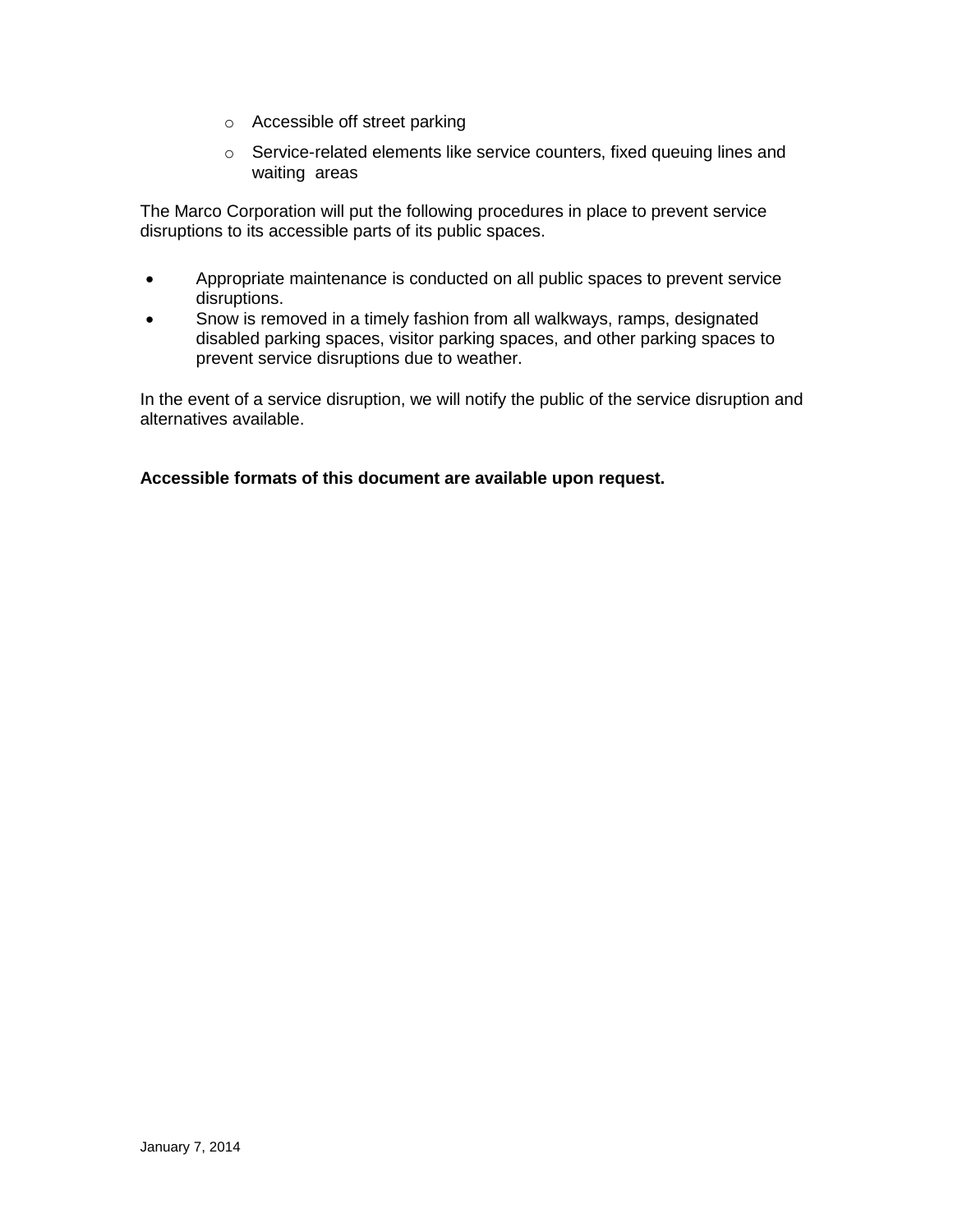- Accessible off street parking
  - Service-related elements like service counters, fixed queuing lines and waiting areas

The Marco Corporation will put the following procedures in place to prevent service disruptions to its accessible parts of its public spaces.

- Appropriate maintenance is conducted on all public spaces to prevent service disruptions.
- Snow is removed in a timely fashion from all walkways, ramps, designated disabled parking spaces, visitor parking spaces, and other parking spaces to prevent service disruptions due to weather.

In the event of a service disruption, we will notify the public of the service disruption and alternatives available.

**Accessible formats of this document are available upon request.**

January 7, 2014